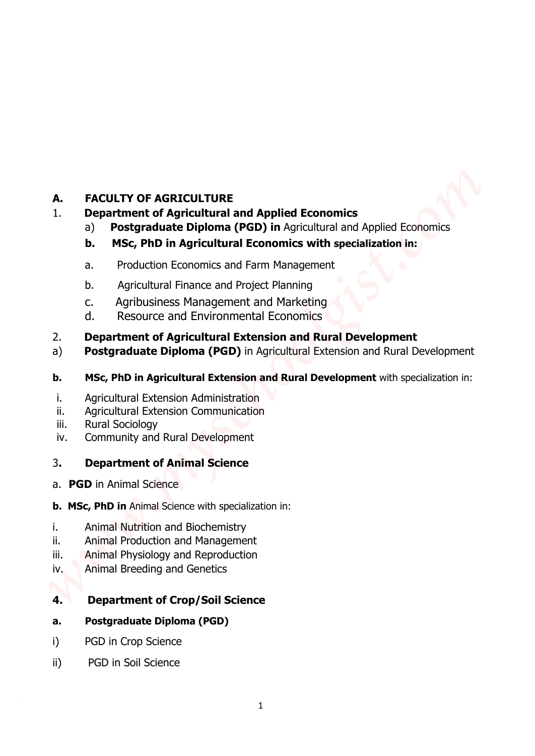## A. FACULTY OF AGRICULTURE

### 1. Department of Agricultural and Applied Economics

a) **Postgraduate Diploma (PGD) in** Agricultural and Applied Economics

**b. MSc, PhD in Agricultural Economics with specialization in:**

a. Production Economics and Farm Management

b. Agricultural Finance and Project Planning

c. Agribusiness Management and Marketing

d. Resource and Environmental Economics

### 2. Department of Agricultural Extension and Rural Development

a) **Postgraduate Diploma (PGD)** in Agricultural Extension and Rural Development

**b. MSc, PhD in Agricultural Extension and Rural Development** with specialization in:

i. Agricultural Extension Administration
ii. Agricultural Extension Communication
iii. Rural Sociology
iv. Community and Rural Development

### 3. Department of Animal Science

a. **PGD** in Animal Science

**b. MSc, PhD in** Animal Science with specialization in:

i. Animal Nutrition and Biochemistry
ii. Animal Production and Management
iii. Animal Physiology and Reproduction
iv. Animal Breeding and Genetics

### 4. Department of Crop/Soil Science

**a. Postgraduate Diploma (PGD)**

i) PGD in Crop Science

ii) PGD in Soil Science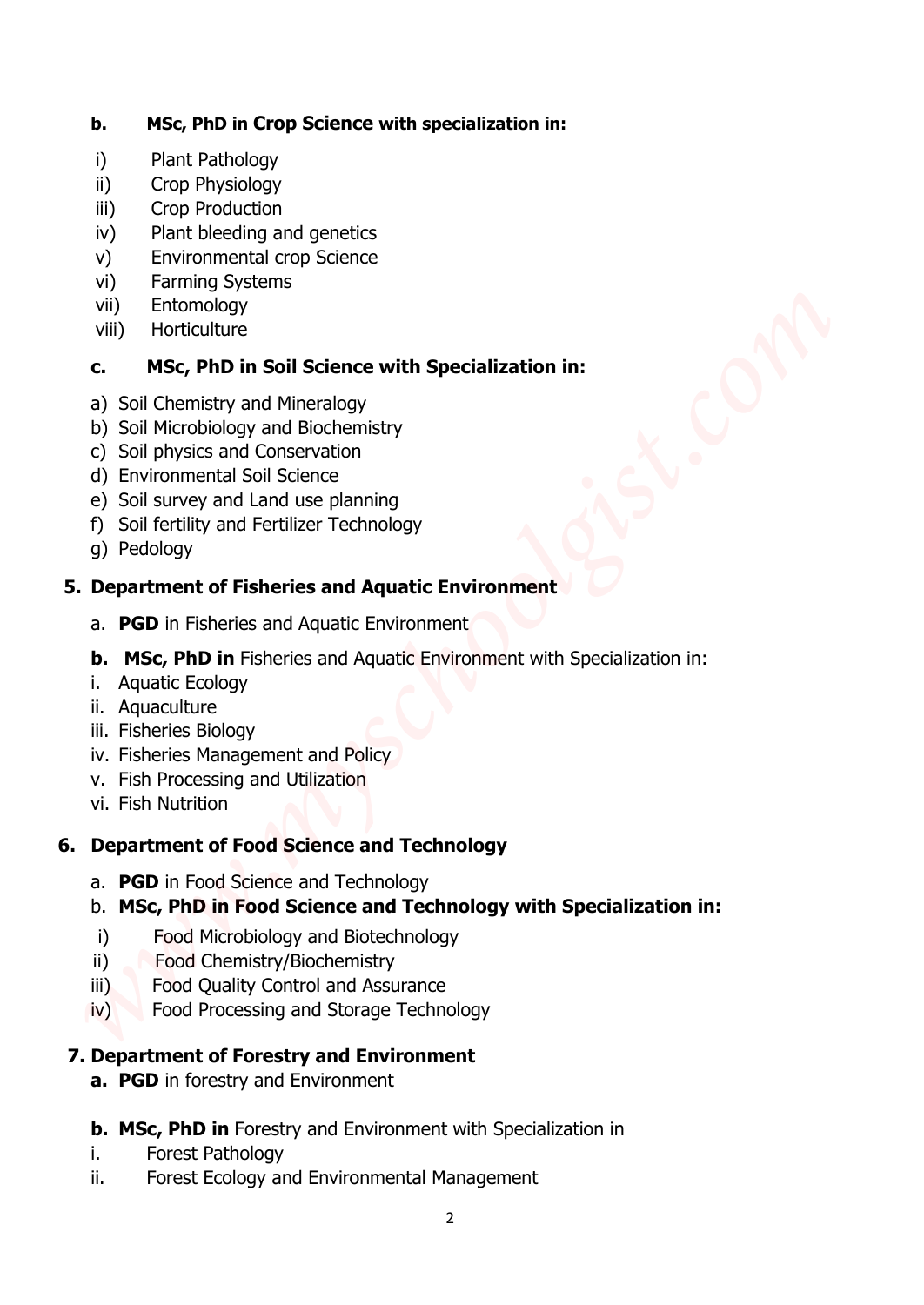**b. MSc, PhD in Crop Science with specialization in:**

i) Plant Pathology
ii) Crop Physiology
iii) Crop Production
iv) Plant bleeding and genetics
v) Environmental crop Science
vi) Farming Systems
vii) Entomology
viii) Horticulture

**c. MSc, PhD in Soil Science with Specialization in:**

a) Soil Chemistry and Mineralogy
b) Soil Microbiology and Biochemistry
c) Soil physics and Conservation
d) Environmental Soil Science
e) Soil survey and Land use planning
f) Soil fertility and Fertilizer Technology
g) Pedology

**5. Department of Fisheries and Aquatic Environment**

a. **PGD** in Fisheries and Aquatic Environment

**b. MSc, PhD in** Fisheries and Aquatic Environment with Specialization in:

i. Aquatic Ecology
ii. Aquaculture
iii. Fisheries Biology
iv. Fisheries Management and Policy
v. Fish Processing and Utilization
vi. Fish Nutrition

**6. Department of Food Science and Technology**

a. **PGD** in Food Science and Technology

b. **MSc, PhD in Food Science and Technology with Specialization in:**

i) Food Microbiology and Biotechnology
ii) Food Chemistry/Biochemistry
iii) Food Quality Control and Assurance
iv) Food Processing and Storage Technology

**7. Department of Forestry and Environment**

**a. PGD** in forestry and Environment

**b. MSc, PhD in** Forestry and Environment with Specialization in

i. Forest Pathology
ii. Forest Ecology and Environmental Management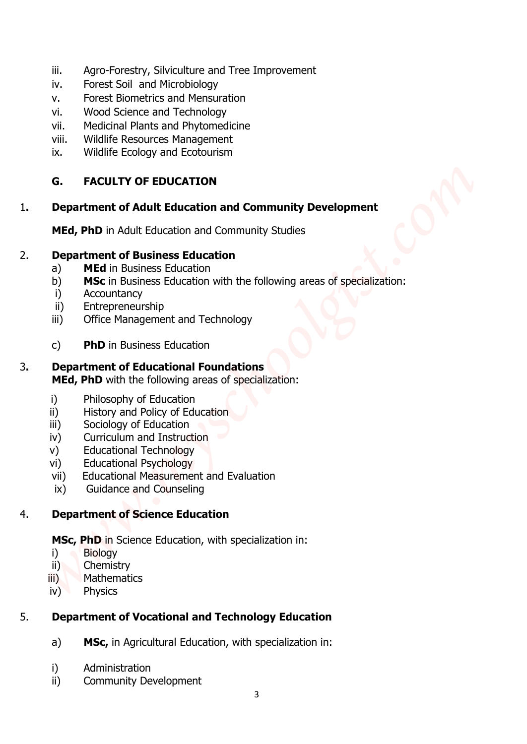iii. Agro-Forestry, Silviculture and Tree Improvement
iv. Forest Soil and Microbiology
v. Forest Biometrics and Mensuration
vi. Wood Science and Technology
vii. Medicinal Plants and Phytomedicine
viii. Wildlife Resources Management
ix. Wildlife Ecology and Ecotourism

## G. FACULTY OF EDUCATION

### 1. Department of Adult Education and Community Development

**MEd, PhD** in Adult Education and Community Studies

### 2. Department of Business Education

a) **MEd** in Business Education
b) **MSc** in Business Education with the following areas of specialization:
i) Accountancy
ii) Entrepreneurship
iii) Office Management and Technology

c) **PhD** in Business Education

### 3. Department of Educational Foundations

**MEd, PhD** with the following areas of specialization:

i) Philosophy of Education
ii) History and Policy of Education
iii) Sociology of Education
iv) Curriculum and Instruction
v) Educational Technology
vi) Educational Psychology
vii) Educational Measurement and Evaluation
ix) Guidance and Counseling

### 4. Department of Science Education

**MSc, PhD** in Science Education, with specialization in:
i) Biology
ii) Chemistry
iii) Mathematics
iv) Physics

### 5. Department of Vocational and Technology Education

a) **MSc,** in Agricultural Education, with specialization in:

i) Administration
ii) Community Development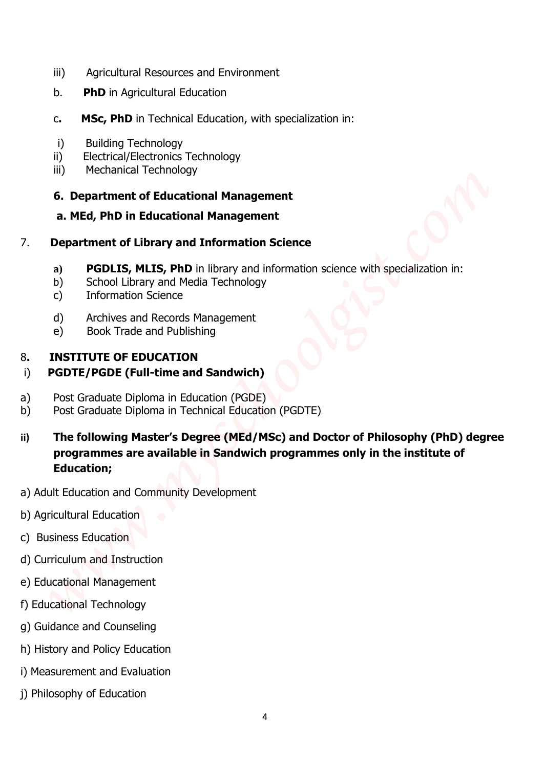iii) Agricultural Resources and Environment

b. **PhD** in Agricultural Education

c. **MSc, PhD** in Technical Education, with specialization in:

i) Building Technology
ii) Electrical/Electronics Technology
iii) Mechanical Technology

**6. Department of Educational Management**

**a. MEd, PhD in Educational Management**

7. **Department of Library and Information Science**

a) **PGDLIS, MLIS, PhD** in library and information science with specialization in:
b) School Library and Media Technology
c) Information Science
d) Archives and Records Management
e) Book Trade and Publishing

8. **INSTITUTE OF EDUCATION**

i) **PGDTE/PGDE (Full-time and Sandwich)**

a) Post Graduate Diploma in Education (PGDE)
b) Post Graduate Diploma in Technical Education (PGDTE)

ii) **The following Master's Degree (MEd/MSc) and Doctor of Philosophy (PhD) degree programmes are available in Sandwich programmes only in the institute of Education;**

a) Adult Education and Community Development

b) Agricultural Education

c) Business Education

d) Curriculum and Instruction

e) Educational Management

f) Educational Technology

g) Guidance and Counseling

h) History and Policy Education

i) Measurement and Evaluation

j) Philosophy of Education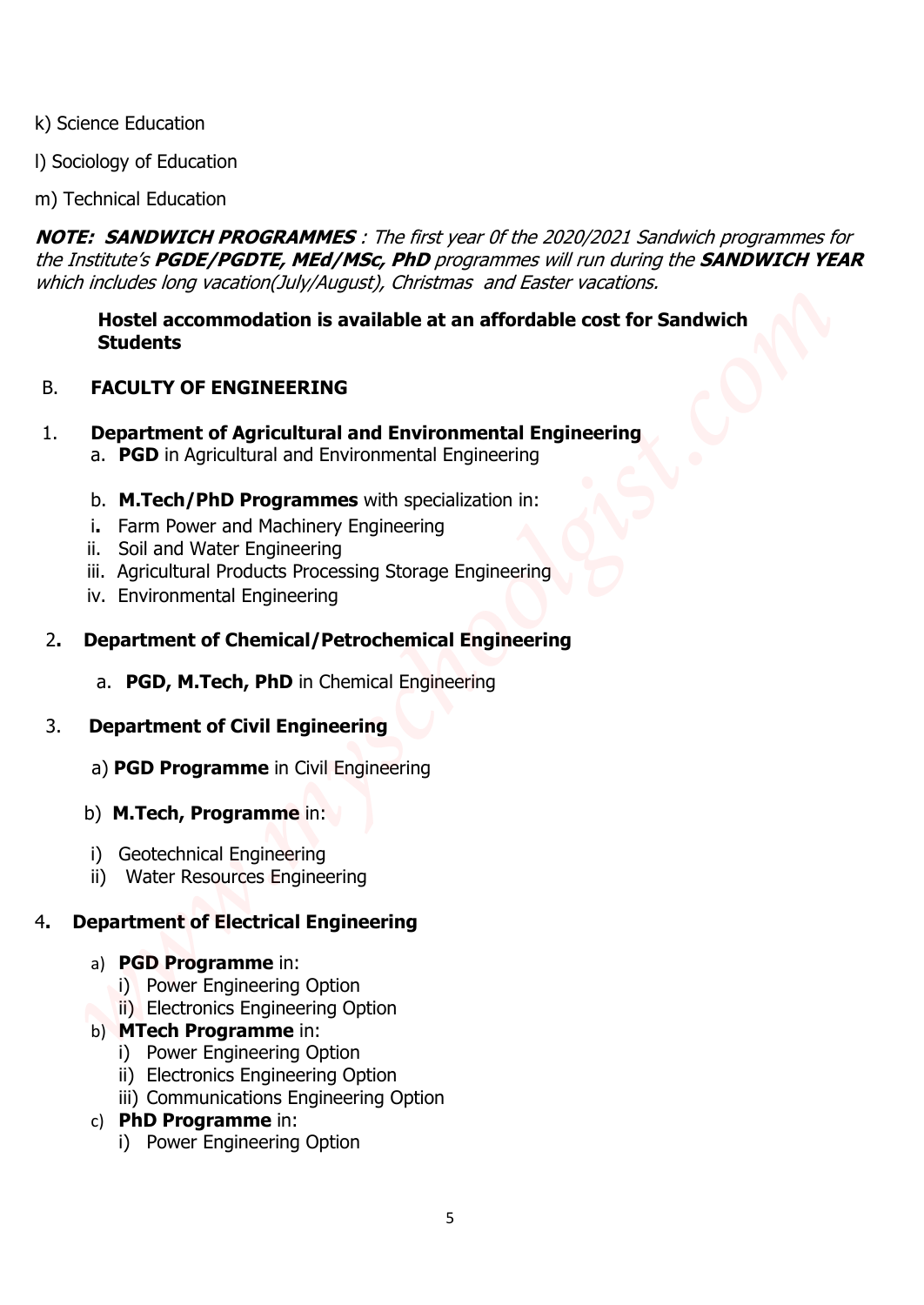k) Science Education

l) Sociology of Education

m) Technical Education

***NOTE: SANDWICH PROGRAMMES*** *: The first year 0f the 2020/2021 Sandwich programmes for the Institute's* ***PGDE/PGDTE, MEd/MSc, PhD*** *programmes will run during the* ***SANDWICH YEAR*** *which includes long vacation(July/August), Christmas and Easter vacations.*

**Hostel accommodation is available at an affordable cost for Sandwich Students**

## B. FACULTY OF ENGINEERING

### 1. Department of Agricultural and Environmental Engineering

a. **PGD** in Agricultural and Environmental Engineering

b. **M.Tech/PhD Programmes** with specialization in:

i. Farm Power and Machinery Engineering
ii. Soil and Water Engineering
iii. Agricultural Products Processing Storage Engineering
iv. Environmental Engineering

### 2. Department of Chemical/Petrochemical Engineering

a. **PGD, M.Tech, PhD** in Chemical Engineering

### 3. Department of Civil Engineering

a) **PGD Programme** in Civil Engineering

b) **M.Tech, Programme** in:

i) Geotechnical Engineering
ii) Water Resources Engineering

### 4. Department of Electrical Engineering

a) **PGD Programme** in:
  i) Power Engineering Option
  ii) Electronics Engineering Option

b) **MTech Programme** in:
  i) Power Engineering Option
  ii) Electronics Engineering Option
  iii) Communications Engineering Option

c) **PhD Programme** in:
  i) Power Engineering Option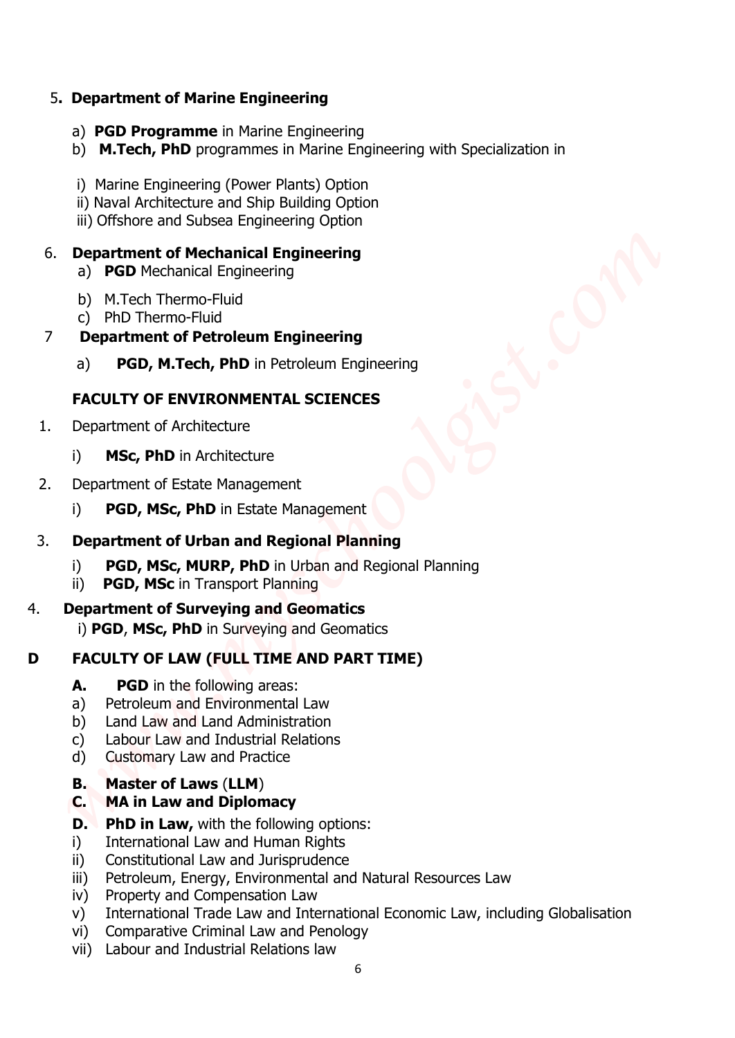5. **Department of Marine Engineering**

a) **PGD Programme** in Marine Engineering
b) **M.Tech, PhD** programmes in Marine Engineering with Specialization in

i) Marine Engineering (Power Plants) Option
ii) Naval Architecture and Ship Building Option
iii) Offshore and Subsea Engineering Option

6. **Department of Mechanical Engineering**

a) **PGD** Mechanical Engineering
b) M.Tech Thermo-Fluid
c) PhD Thermo-Fluid

7 **Department of Petroleum Engineering**

a) **PGD, M.Tech, PhD** in Petroleum Engineering

**FACULTY OF ENVIRONMENTAL SCIENCES**

1. Department of Architecture

i) **MSc, PhD** in Architecture

2. Department of Estate Management

i) **PGD, MSc, PhD** in Estate Management

3. **Department of Urban and Regional Planning**

i) **PGD, MSc, MURP, PhD** in Urban and Regional Planning
ii) **PGD, MSc** in Transport Planning

4. **Department of Surveying and Geomatics**

i) **PGD**, **MSc, PhD** in Surveying and Geomatics

**D FACULTY OF LAW (FULL TIME AND PART TIME)**

**A. PGD** in the following areas:

a) Petroleum and Environmental Law
b) Land Law and Land Administration
c) Labour Law and Industrial Relations
d) Customary Law and Practice

**B. Master of Laws** (**LLM**)

**C. MA in Law and Diplomacy**

**D. PhD in Law,** with the following options:

i) International Law and Human Rights
ii) Constitutional Law and Jurisprudence
iii) Petroleum, Energy, Environmental and Natural Resources Law
iv) Property and Compensation Law
v) International Trade Law and International Economic Law, including Globalisation
vi) Comparative Criminal Law and Penology
vii) Labour and Industrial Relations law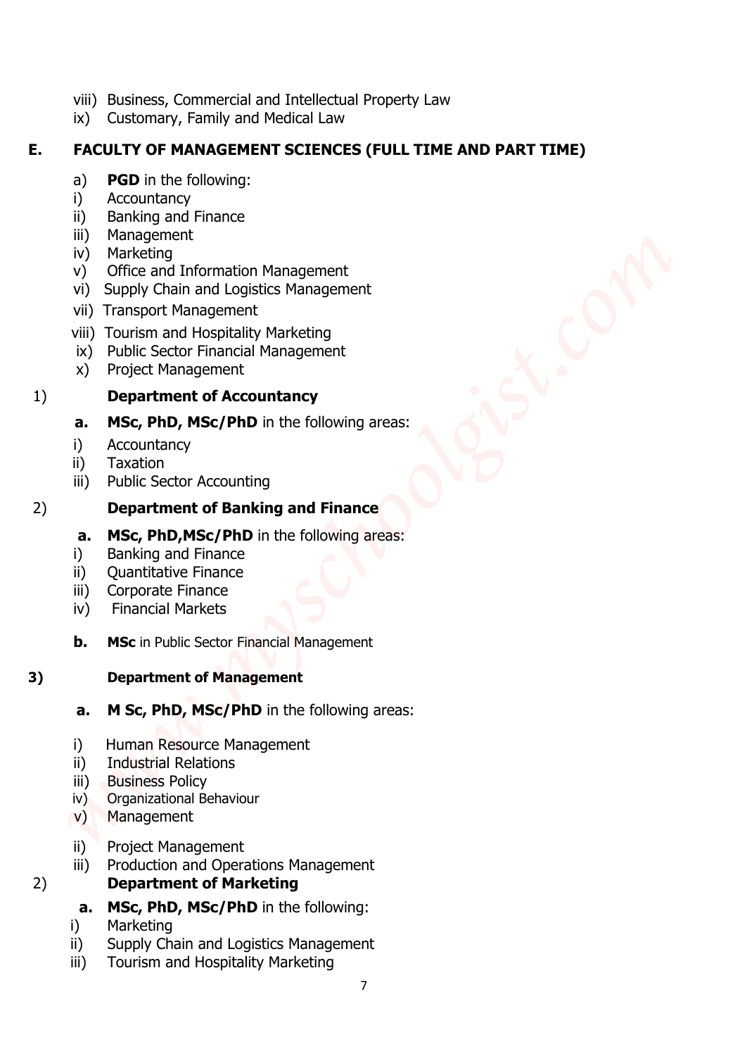viii) Business, Commercial and Intellectual Property Law
ix) Customary, Family and Medical Law

## E. FACULTY OF MANAGEMENT SCIENCES (FULL TIME AND PART TIME)

a) **PGD** in the following:
i) Accountancy
ii) Banking and Finance
iii) Management
iv) Marketing
v) Office and Information Management
vi) Supply Chain and Logistics Management
vii) Transport Management
viii) Tourism and Hospitality Marketing
ix) Public Sector Financial Management
x) Project Management

### 1) Department of Accountancy

**a. MSc, PhD, MSc/PhD** in the following areas:
i) Accountancy
ii) Taxation
iii) Public Sector Accounting

### 2) Department of Banking and Finance

**a. MSc, PhD,MSc/PhD** in the following areas:
i) Banking and Finance
ii) Quantitative Finance
iii) Corporate Finance
iv) Financial Markets

**b. MSc** in Public Sector Financial Management

### 3) Department of Management

**a. M Sc, PhD, MSc/PhD** in the following areas:

i) Human Resource Management
ii) Industrial Relations
iii) Business Policy
iv) Organizational Behaviour
v) Management

ii) Project Management
iii) Production and Operations Management

### 2) Department of Marketing

**a. MSc, PhD, MSc/PhD** in the following:
i) Marketing
ii) Supply Chain and Logistics Management
iii) Tourism and Hospitality Marketing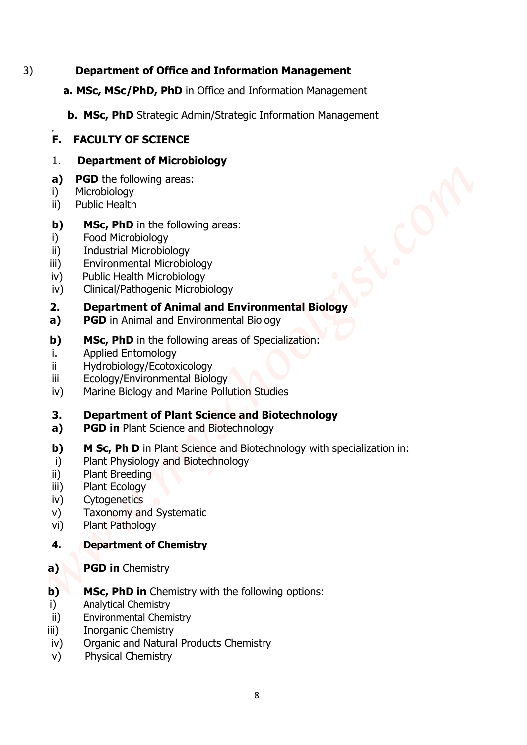3) **Department of Office and Information Management**

**a. MSc, MSc/PhD, PhD** in Office and Information Management

**b. MSc, PhD** Strategic Admin/Strategic Information Management

## F. FACULTY OF SCIENCE

### 1. Department of Microbiology

**a) PGD** the following areas:
- i) Microbiology
- ii) Public Health

**b) MSc, PhD** in the following areas:
- i) Food Microbiology
- ii) Industrial Microbiology
- iii) Environmental Microbiology
- iv) Public Health Microbiology
- iv) Clinical/Pathogenic Microbiology

### 2. Department of Animal and Environmental Biology

**a) PGD** in Animal and Environmental Biology

**b) MSc, PhD** in the following areas of Specialization:
- i. Applied Entomology
- ii Hydrobiology/Ecotoxicology
- iii Ecology/Environmental Biology
- iv) Marine Biology and Marine Pollution Studies

### 3. Department of Plant Science and Biotechnology

**a) PGD in** Plant Science and Biotechnology

**b) M Sc, Ph D** in Plant Science and Biotechnology with specialization in:
- i) Plant Physiology and Biotechnology
- ii) Plant Breeding
- iii) Plant Ecology
- iv) Cytogenetics
- v) Taxonomy and Systematic
- vi) Plant Pathology

### 4. Department of Chemistry

**a) PGD in** Chemistry

**b) MSc, PhD in** Chemistry with the following options:
- i) Analytical Chemistry
- ii) Environmental Chemistry
- iii) Inorganic Chemistry
- iv) Organic and Natural Products Chemistry
- v) Physical Chemistry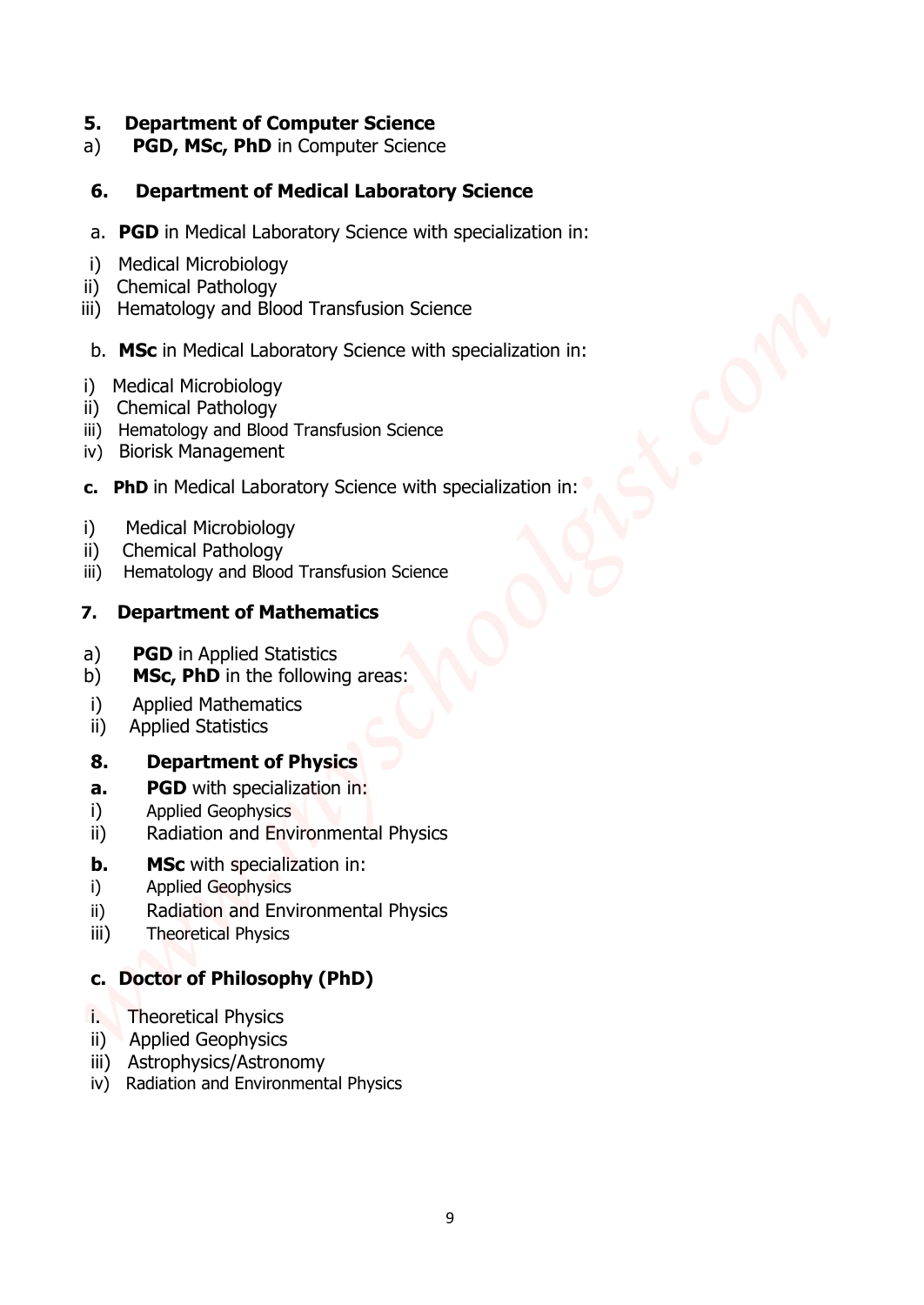**5. Department of Computer Science**

a) **PGD, MSc, PhD** in Computer Science

**6. Department of Medical Laboratory Science**

a. **PGD** in Medical Laboratory Science with specialization in:

i) Medical Microbiology
ii) Chemical Pathology
iii) Hematology and Blood Transfusion Science

b. **MSc** in Medical Laboratory Science with specialization in:

i) Medical Microbiology
ii) Chemical Pathology
iii) Hematology and Blood Transfusion Science
iv) Biorisk Management

**c. PhD** in Medical Laboratory Science with specialization in:

i) Medical Microbiology
ii) Chemical Pathology
iii) Hematology and Blood Transfusion Science

**7. Department of Mathematics**

a) **PGD** in Applied Statistics
b) **MSc, PhD** in the following areas:

i) Applied Mathematics
ii) Applied Statistics

**8. Department of Physics**

**a. PGD** with specialization in:

i) Applied Geophysics
ii) Radiation and Environmental Physics

**b. MSc** with specialization in:

i) Applied Geophysics
ii) Radiation and Environmental Physics
iii) Theoretical Physics

**c. Doctor of Philosophy (PhD)**

i. Theoretical Physics
ii) Applied Geophysics
iii) Astrophysics/Astronomy
iv) Radiation and Environmental Physics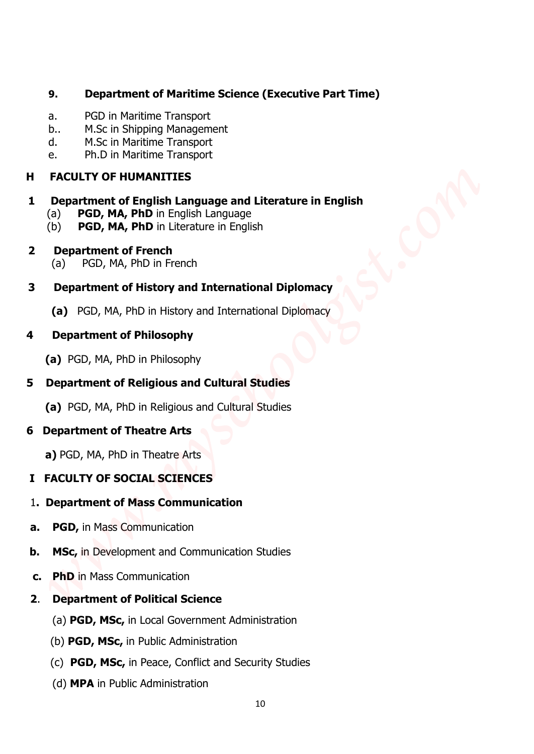**9. Department of Maritime Science (Executive Part Time)**

a. PGD in Maritime Transport
b.. M.Sc in Shipping Management
d. M.Sc in Maritime Transport
e. Ph.D in Maritime Transport

**H FACULTY OF HUMANITIES**

**1 Department of English Language and Literature in English**

(a) **PGD, MA, PhD** in English Language
(b) **PGD, MA, PhD** in Literature in English

**2 Department of French**

(a) PGD, MA, PhD in French

**3 Department of History and International Diplomacy**

**(a)** PGD, MA, PhD in History and International Diplomacy

**4 Department of Philosophy**

**(a)** PGD, MA, PhD in Philosophy

**5 Department of Religious and Cultural Studies**

**(a)** PGD, MA, PhD in Religious and Cultural Studies

**6 Department of Theatre Arts**

**a)** PGD, MA, PhD in Theatre Arts

**I FACULTY OF SOCIAL SCIENCES**

1**. Department of Mass Communication**

**a. PGD,** in Mass Communication

**b. MSc,** in Development and Communication Studies

**c. PhD** in Mass Communication

**2. Department of Political Science**

(a) **PGD, MSc,** in Local Government Administration

(b) **PGD, MSc,** in Public Administration

(c) **PGD, MSc,** in Peace, Conflict and Security Studies

(d) **MPA** in Public Administration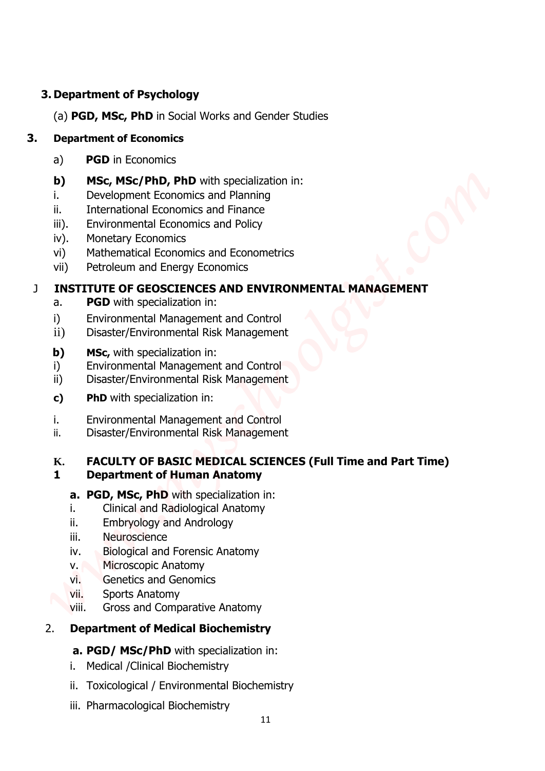**3. Department of Psychology**

(a) **PGD, MSc, PhD** in Social Works and Gender Studies

**3. Department of Economics**

a) **PGD** in Economics

**b) MSc, MSc/PhD, PhD** with specialization in:

i. Development Economics and Planning
ii. International Economics and Finance
iii). Environmental Economics and Policy
iv). Monetary Economics
vi) Mathematical Economics and Econometrics
vii) Petroleum and Energy Economics

## J INSTITUTE OF GEOSCIENCES AND ENVIRONMENTAL MANAGEMENT

a. **PGD** with specialization in:

i) Environmental Management and Control
ii) Disaster/Environmental Risk Management

**b) MSc,** with specialization in:

i) Environmental Management and Control
ii) Disaster/Environmental Risk Management

**c) PhD** with specialization in:

i. Environmental Management and Control
ii. Disaster/Environmental Risk Management

## K. FACULTY OF BASIC MEDICAL SCIENCES (Full Time and Part Time)

**1 Department of Human Anatomy**

**a. PGD, MSc, PhD** with specialization in:

i. Clinical and Radiological Anatomy
ii. Embryology and Andrology
iii. Neuroscience
iv. Biological and Forensic Anatomy
v. Microscopic Anatomy
vi. Genetics and Genomics
vii. Sports Anatomy
viii. Gross and Comparative Anatomy

**2. Department of Medical Biochemistry**

**a. PGD/ MSc/PhD** with specialization in:

i. Medical /Clinical Biochemistry
ii. Toxicological / Environmental Biochemistry
iii. Pharmacological Biochemistry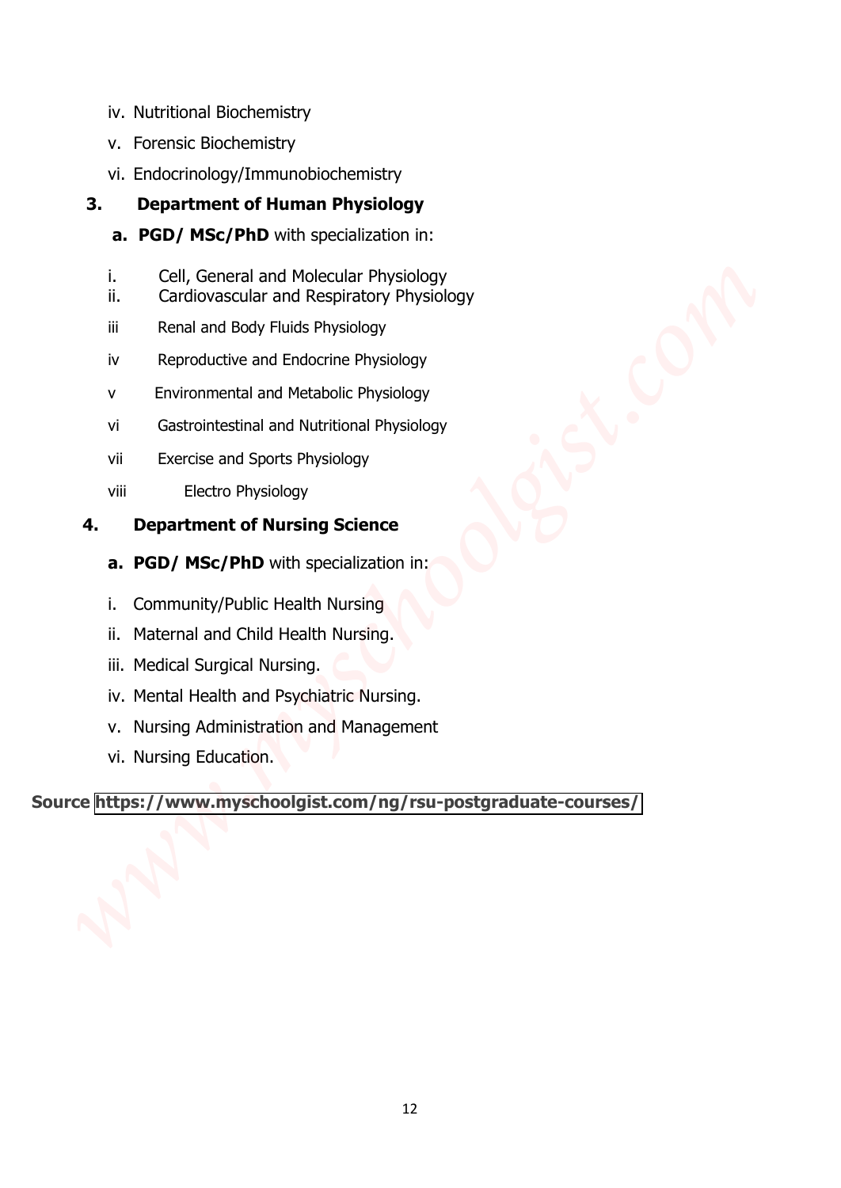iv. Nutritional Biochemistry

v. Forensic Biochemistry

vi. Endocrinology/Immunobiochemistry

**3. Department of Human Physiology**

**a. PGD/ MSc/PhD** with specialization in:

i. Cell, General and Molecular Physiology

ii. Cardiovascular and Respiratory Physiology

iii Renal and Body Fluids Physiology

iv Reproductive and Endocrine Physiology

v Environmental and Metabolic Physiology

vi Gastrointestinal and Nutritional Physiology

vii Exercise and Sports Physiology

viii Electro Physiology

**4. Department of Nursing Science**

**a. PGD/ MSc/PhD** with specialization in:

i. Community/Public Health Nursing

ii. Maternal and Child Health Nursing.

iii. Medical Surgical Nursing.

iv. Mental Health and Psychiatric Nursing.

v. Nursing Administration and Management

vi. Nursing Education.

**Source https://www.myschoolgist.com/ng/rsu-postgraduate-courses/**